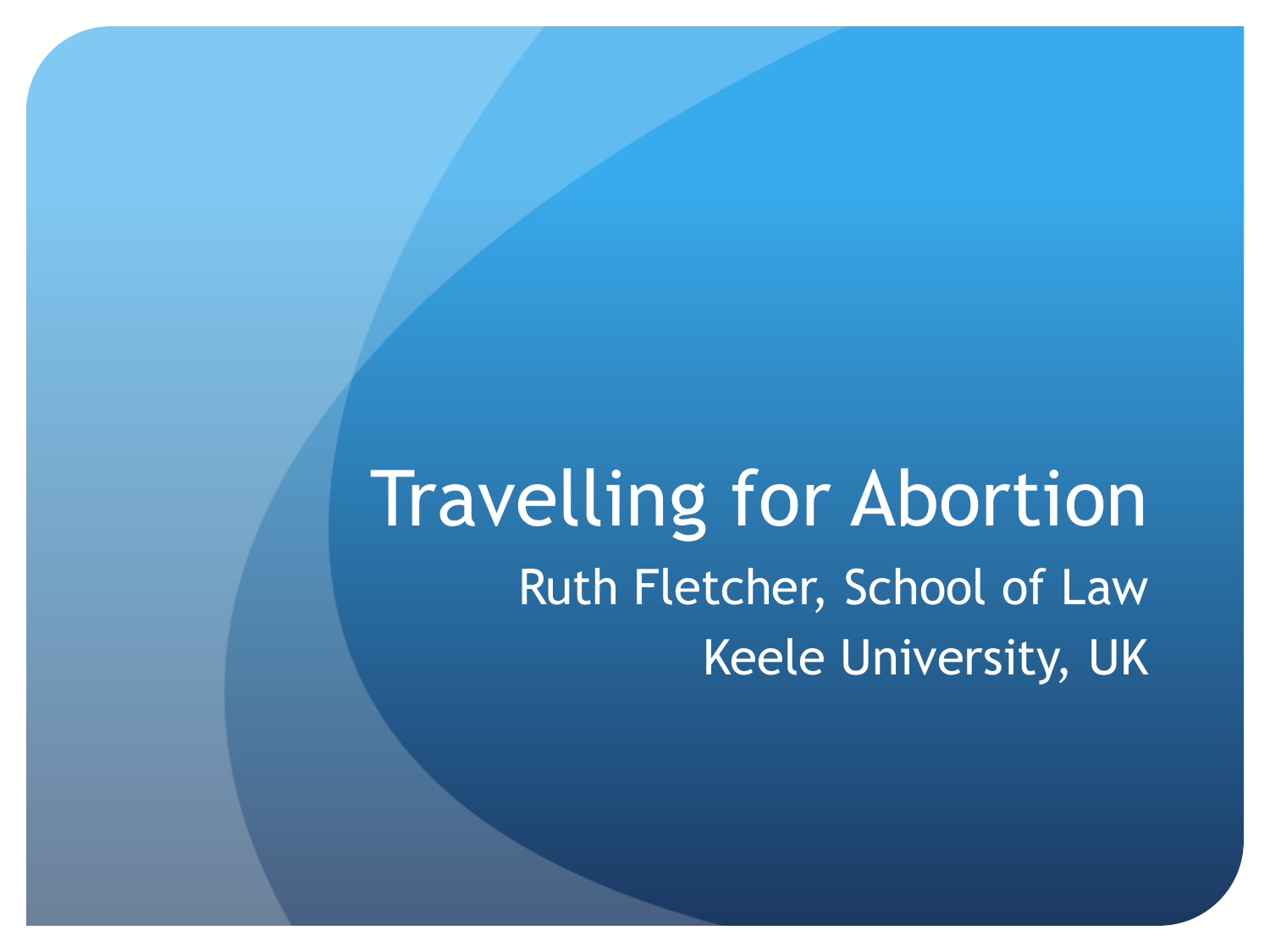# Travelling for Abortion

Ruth Fletcher, School of Law

Keele University, UK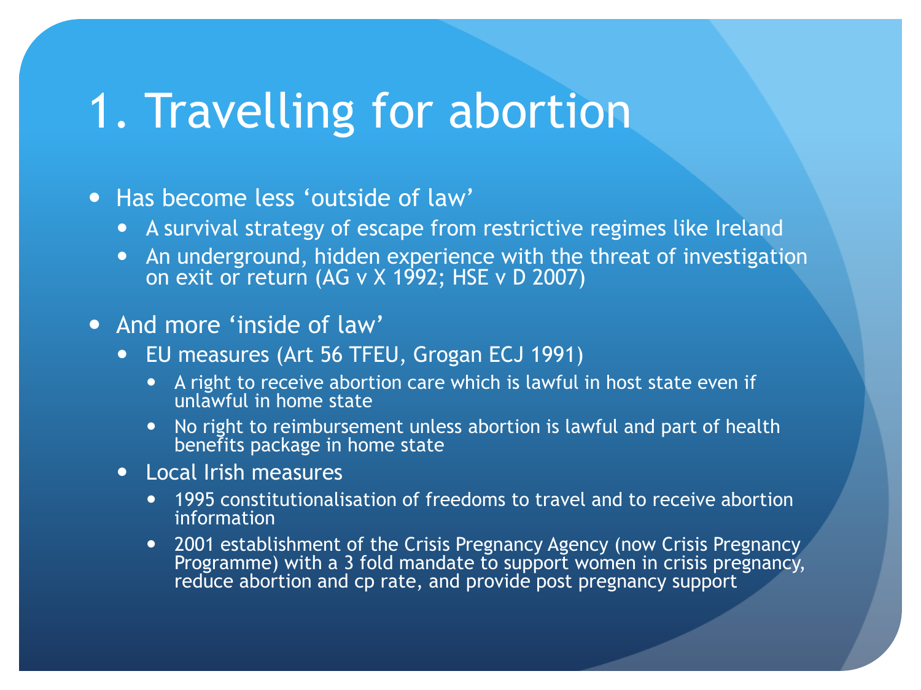# 1. Travelling for abortion

- Has become less ‘outside of law’
  - A survival strategy of escape from restrictive regimes like Ireland
  - An underground, hidden experience with the threat of investigation on exit or return (AG v X 1992; HSE v D 2007)
- And more ‘inside of law’
  - EU measures (Art 56 TFEU, Grogan ECJ 1991)
    - A right to receive abortion care which is lawful in host state even if unlawful in home state
    - No right to reimbursement unless abortion is lawful and part of health benefits package in home state
  - Local Irish measures
    - 1995 constitutionalisation of freedoms to travel and to receive abortion information
    - 2001 establishment of the Crisis Pregnancy Agency (now Crisis Pregnancy Programme) with a 3 fold mandate to support women in crisis pregnancy, reduce abortion and cp rate, and provide post pregnancy support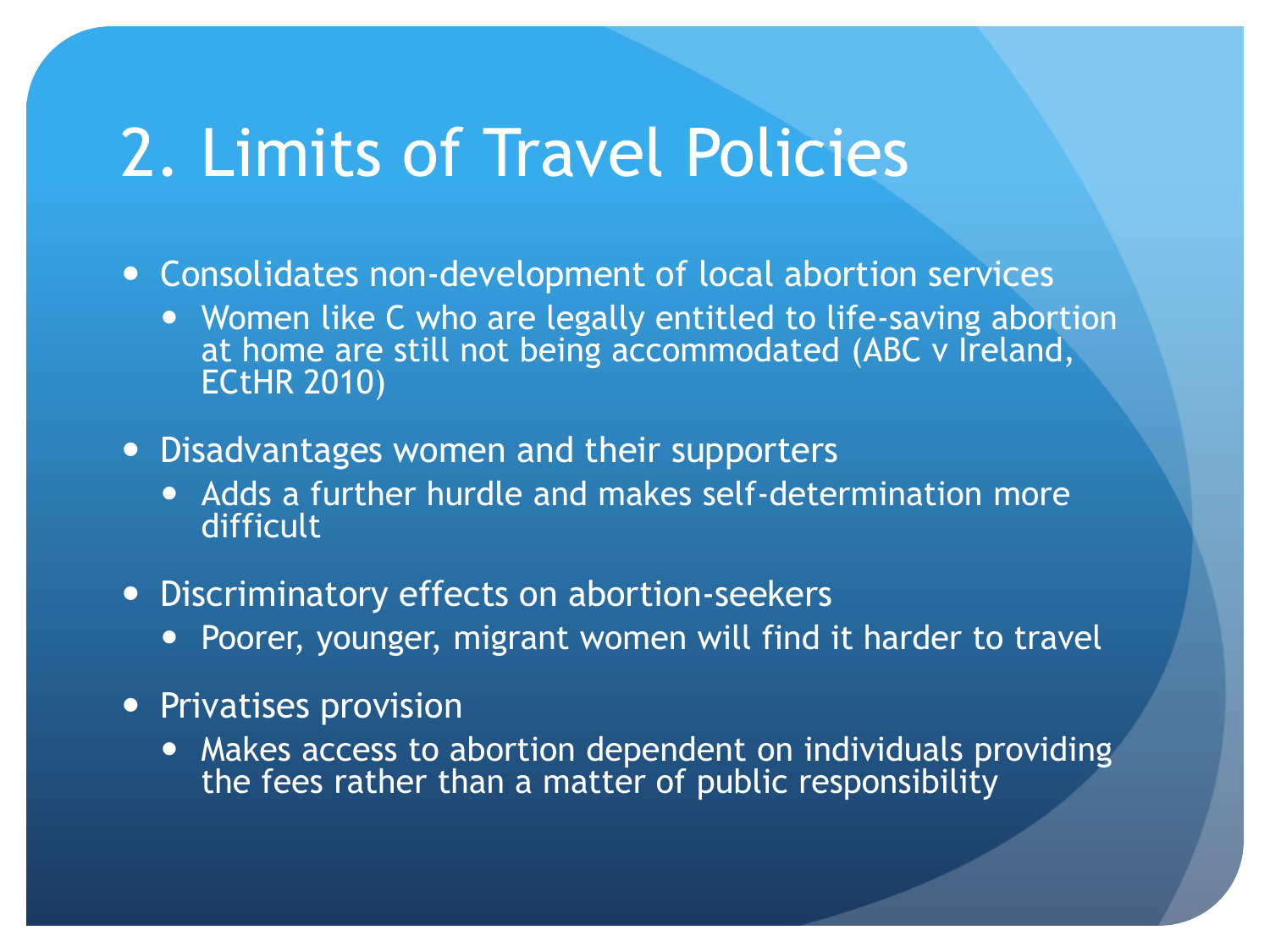# 2. Limits of Travel Policies

- Consolidates non-development of local abortion services
  - Women like C who are legally entitled to life-saving abortion at home are still not being accommodated (ABC v Ireland, ECtHR 2010)
- Disadvantages women and their supporters
  - Adds a further hurdle and makes self-determination more difficult
- Discriminatory effects on abortion-seekers
  - Poorer, younger, migrant women will find it harder to travel
- Privatises provision
  - Makes access to abortion dependent on individuals providing the fees rather than a matter of public responsibility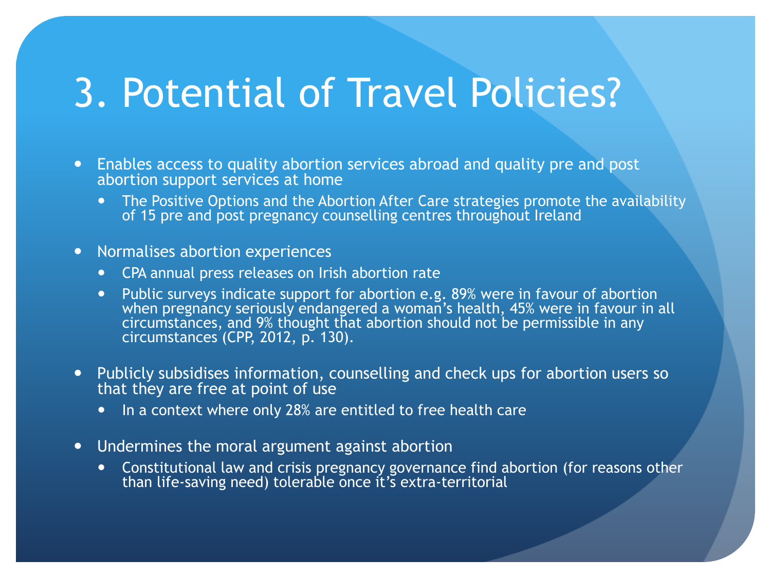# 3. Potential of Travel Policies?

- Enables access to quality abortion services abroad and quality pre and post abortion support services at home
  - The Positive Options and the Abortion After Care strategies promote the availability of 15 pre and post pregnancy counselling centres throughout Ireland
- Normalises abortion experiences
  - CPA annual press releases on Irish abortion rate
  - Public surveys indicate support for abortion e.g. 89% were in favour of abortion when pregnancy seriously endangered a woman's health, 45% were in favour in all circumstances, and 9% thought that abortion should not be permissible in any circumstances (CPP, 2012, p. 130).
- Publicly subsidises information, counselling and check ups for abortion users so that they are free at point of use
  - In a context where only 28% are entitled to free health care
- Undermines the moral argument against abortion
  - Constitutional law and crisis pregnancy governance find abortion (for reasons other than life-saving need) tolerable once it's extra-territorial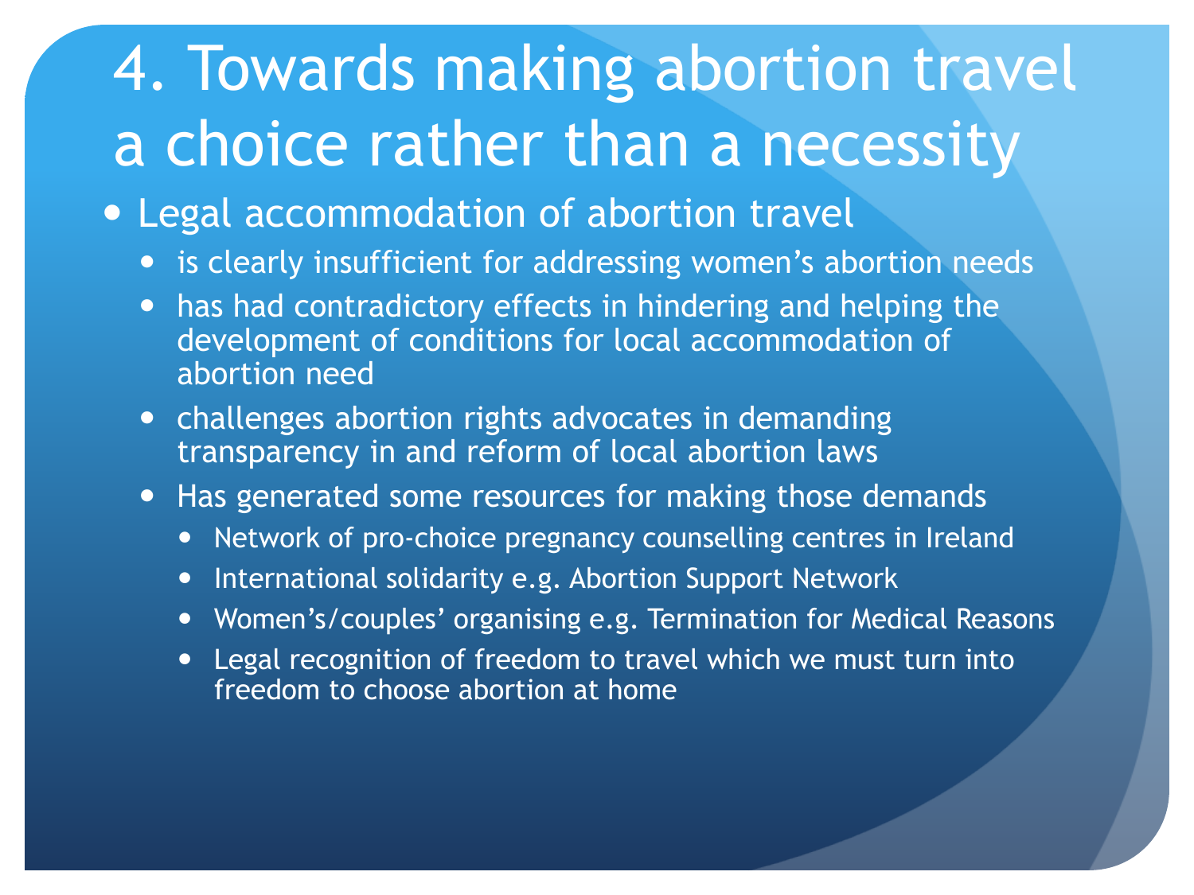# 4. Towards making abortion travel a choice rather than a necessity

- Legal accommodation of abortion travel
  - is clearly insufficient for addressing women's abortion needs
  - has had contradictory effects in hindering and helping the development of conditions for local accommodation of abortion need
  - challenges abortion rights advocates in demanding transparency in and reform of local abortion laws
  - Has generated some resources for making those demands
    - Network of pro-choice pregnancy counselling centres in Ireland
    - International solidarity e.g. Abortion Support Network
    - Women's/couples' organising e.g. Termination for Medical Reasons
    - Legal recognition of freedom to travel which we must turn into freedom to choose abortion at home